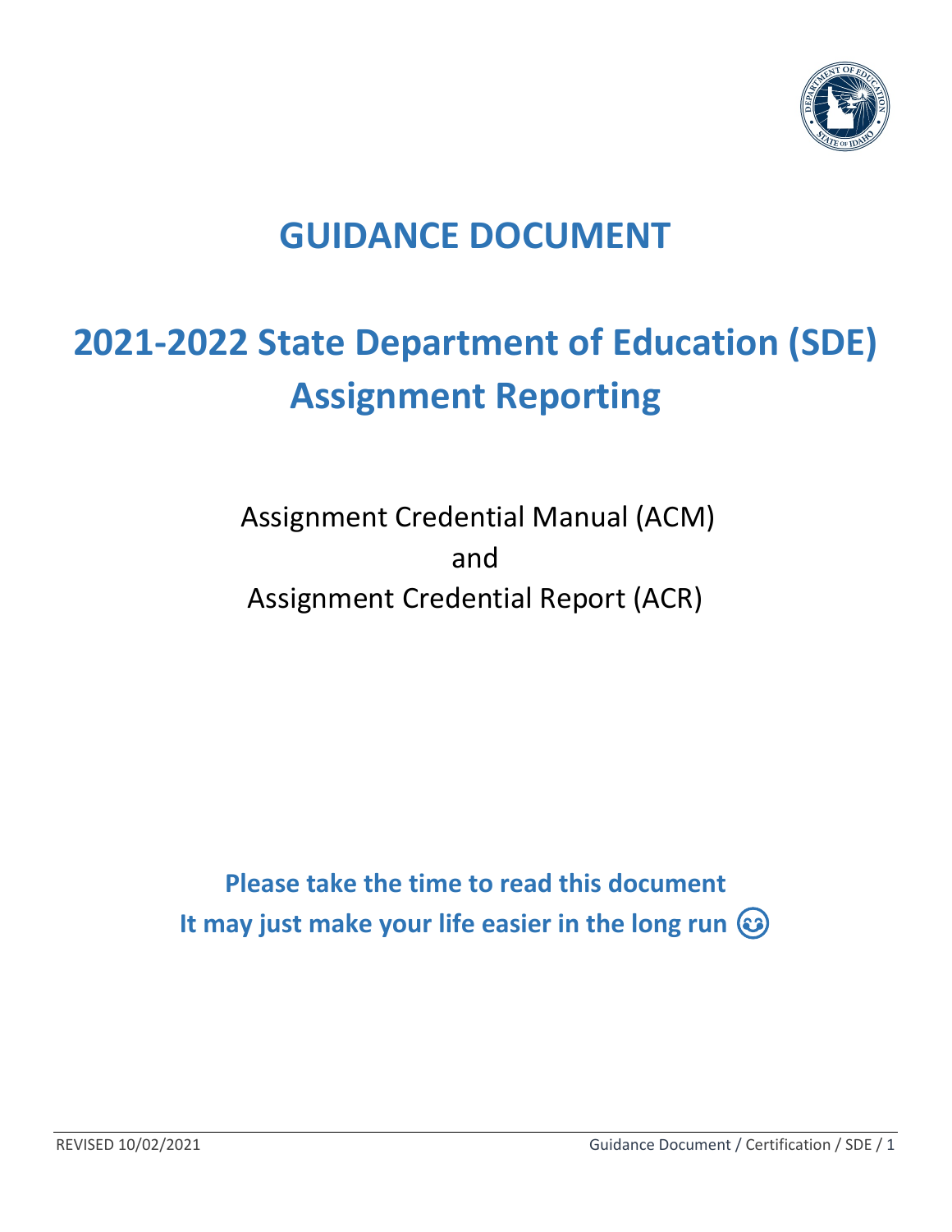# GUIDANCE DOCUMENT

# 2021-2022 State Department of Education (SDE) Assignment Reporting

Assignment Credential Manual (ACM)
and
Assignment Credential Report (ACR)

**Please take the time to read this document**
**It may just make your life easier in the long run** 😊

REVISED 10/02/2021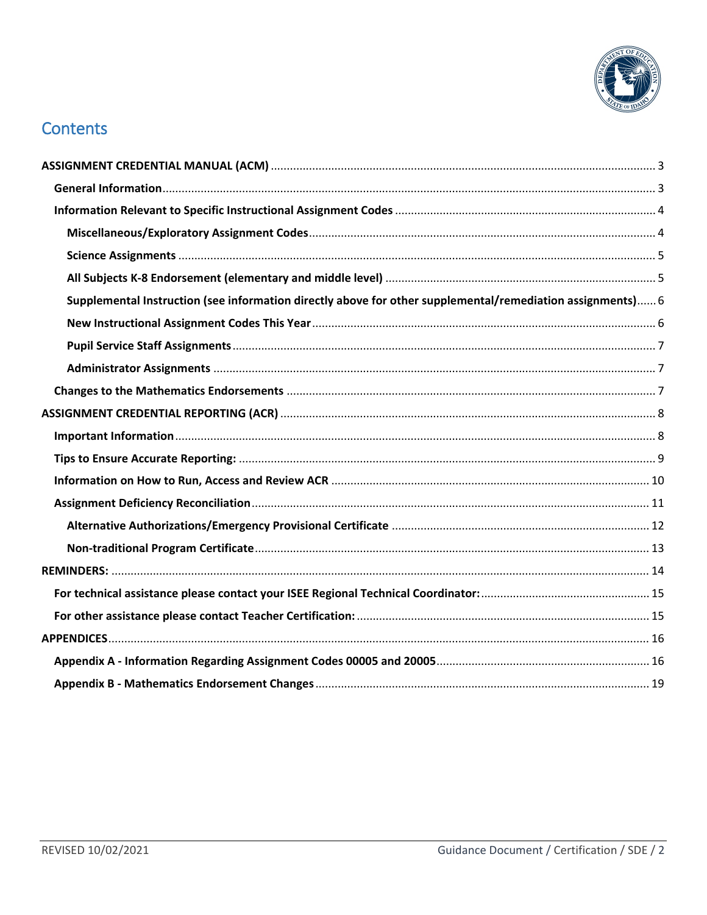# Contents

**ASSIGNMENT CREDENTIAL MANUAL (ACM)** ........ 3

- **General Information** ........ 3
- **Information Relevant to Specific Instructional Assignment Codes** ........ 4
  - **Miscellaneous/Exploratory Assignment Codes** ........ 4
  - **Science Assignments** ........ 5
  - **All Subjects K-8 Endorsement (elementary and middle level)** ........ 5
  - **Supplemental Instruction (see information directly above for other supplemental/remediation assignments)** ........ 6
  - **New Instructional Assignment Codes This Year** ........ 6
  - **Pupil Service Staff Assignments** ........ 7
  - **Administrator Assignments** ........ 7
- **Changes to the Mathematics Endorsements** ........ 7

**ASSIGNMENT CREDENTIAL REPORTING (ACR)** ........ 8

- **Important Information** ........ 8
- **Tips to Ensure Accurate Reporting:** ........ 9
- **Information on How to Run, Access and Review ACR** ........ 10
- **Assignment Deficiency Reconciliation** ........ 11
  - **Alternative Authorizations/Emergency Provisional Certificate** ........ 12
  - **Non-traditional Program Certificate** ........ 13

**REMINDERS:** ........ 14

- **For technical assistance please contact your ISEE Regional Technical Coordinator:** ........ 15
- **For other assistance please contact Teacher Certification:** ........ 15

**APPENDICES** ........ 16

- **Appendix A - Information Regarding Assignment Codes 00005 and 20005** ........ 16
- **Appendix B - Mathematics Endorsement Changes** ........ 19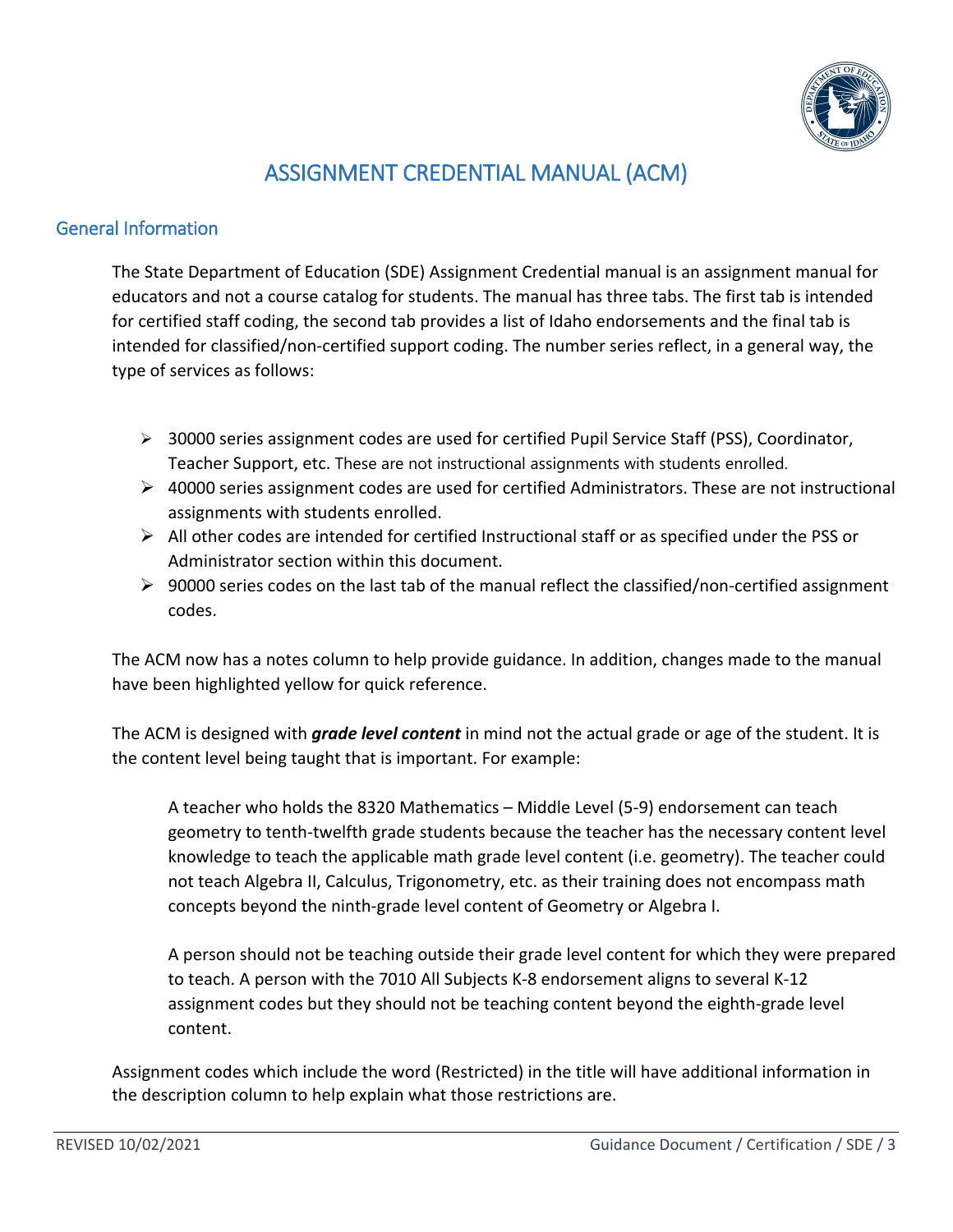# ASSIGNMENT CREDENTIAL MANUAL (ACM)

## General Information

The State Department of Education (SDE) Assignment Credential manual is an assignment manual for educators and not a course catalog for students. The manual has three tabs. The first tab is intended for certified staff coding, the second tab provides a list of Idaho endorsements and the final tab is intended for classified/non-certified support coding. The number series reflect, in a general way, the type of services as follows:

- 30000 series assignment codes are used for certified Pupil Service Staff (PSS), Coordinator, Teacher Support, etc. These are not instructional assignments with students enrolled.
- 40000 series assignment codes are used for certified Administrators. These are not instructional assignments with students enrolled.
- All other codes are intended for certified Instructional staff or as specified under the PSS or Administrator section within this document.
- 90000 series codes on the last tab of the manual reflect the classified/non-certified assignment codes.

The ACM now has a notes column to help provide guidance. In addition, changes made to the manual have been highlighted yellow for quick reference.

The ACM is designed with ***grade level content*** in mind not the actual grade or age of the student. It is the content level being taught that is important. For example:

> A teacher who holds the 8320 Mathematics – Middle Level (5-9) endorsement can teach geometry to tenth-twelfth grade students because the teacher has the necessary content level knowledge to teach the applicable math grade level content (i.e. geometry). The teacher could not teach Algebra II, Calculus, Trigonometry, etc. as their training does not encompass math concepts beyond the ninth-grade level content of Geometry or Algebra I.
>
> A person should not be teaching outside their grade level content for which they were prepared to teach. A person with the 7010 All Subjects K-8 endorsement aligns to several K-12 assignment codes but they should not be teaching content beyond the eighth-grade level content.

Assignment codes which include the word (Restricted) in the title will have additional information in the description column to help explain what those restrictions are.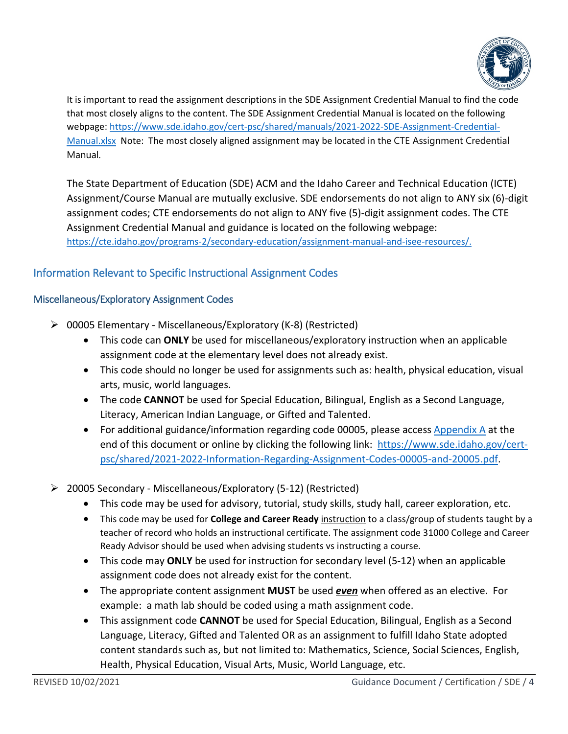It is important to read the assignment descriptions in the SDE Assignment Credential Manual to find the code that most closely aligns to the content. The SDE Assignment Credential Manual is located on the following webpage: [https://www.sde.idaho.gov/cert-psc/shared/manuals/2021-2022-SDE-Assignment-Credential-Manual.xlsx](https://www.sde.idaho.gov/cert-psc/shared/manuals/2021-2022-SDE-Assignment-Credential-Manual.xlsx) Note: The most closely aligned assignment may be located in the CTE Assignment Credential Manual.

The State Department of Education (SDE) ACM and the Idaho Career and Technical Education (ICTE) Assignment/Course Manual are mutually exclusive. SDE endorsements do not align to ANY six (6)-digit assignment codes; CTE endorsements do not align to ANY five (5)-digit assignment codes. The CTE Assignment Credential Manual and guidance is located on the following webpage: [https://cte.idaho.gov/programs-2/secondary-education/assignment-manual-and-isee-resources/.](https://cte.idaho.gov/programs-2/secondary-education/assignment-manual-and-isee-resources/)

## Information Relevant to Specific Instructional Assignment Codes

### Miscellaneous/Exploratory Assignment Codes

- 00005 Elementary - Miscellaneous/Exploratory (K-8) (Restricted)
  - This code can **ONLY** be used for miscellaneous/exploratory instruction when an applicable assignment code at the elementary level does not already exist.
  - This code should no longer be used for assignments such as: health, physical education, visual arts, music, world languages.
  - The code **CANNOT** be used for Special Education, Bilingual, English as a Second Language, Literacy, American Indian Language, or Gifted and Talented.
  - For additional guidance/information regarding code 00005, please access Appendix A at the end of this document or online by clicking the following link: [https://www.sde.idaho.gov/cert-psc/shared/2021-2022-Information-Regarding-Assignment-Codes-00005-and-20005.pdf](https://www.sde.idaho.gov/cert-psc/shared/2021-2022-Information-Regarding-Assignment-Codes-00005-and-20005.pdf).

- 20005 Secondary - Miscellaneous/Exploratory (5-12) (Restricted)
  - This code may be used for advisory, tutorial, study skills, study hall, career exploration, etc.
  - This code may be used for **College and Career Ready** instruction to a class/group of students taught by a teacher of record who holds an instructional certificate. The assignment code 31000 College and Career Ready Advisor should be used when advising students vs instructing a course.
  - This code may **ONLY** be used for instruction for secondary level (5-12) when an applicable assignment code does not already exist for the content.
  - The appropriate content assignment **MUST** be used ***even*** when offered as an elective. For example: a math lab should be coded using a math assignment code.
  - This assignment code **CANNOT** be used for Special Education, Bilingual, English as a Second Language, Literacy, Gifted and Talented OR as an assignment to fulfill Idaho State adopted content standards such as, but not limited to: Mathematics, Science, Social Sciences, English, Health, Physical Education, Visual Arts, Music, World Language, etc.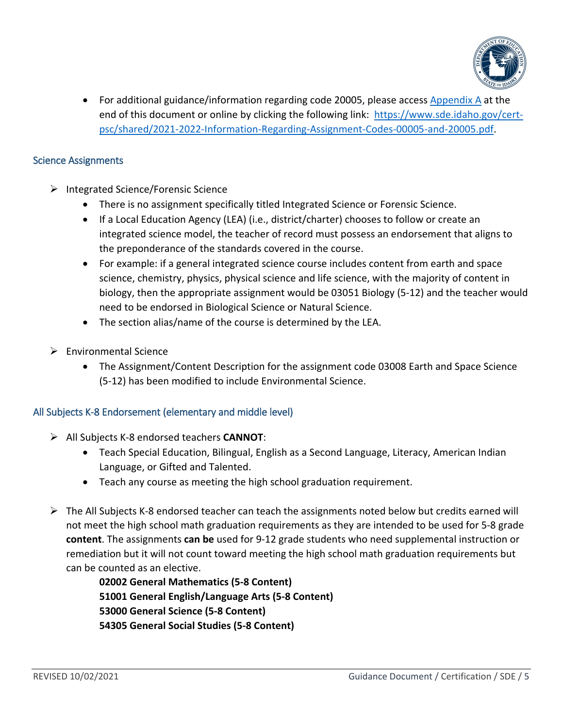- For additional guidance/information regarding code 20005, please access [Appendix A](#) at the end of this document or online by clicking the following link: [https://www.sde.idaho.gov/cert-psc/shared/2021-2022-Information-Regarding-Assignment-Codes-00005-and-20005.pdf](https://www.sde.idaho.gov/cert-psc/shared/2021-2022-Information-Regarding-Assignment-Codes-00005-and-20005.pdf).

### Science Assignments

- Integrated Science/Forensic Science
  - There is no assignment specifically titled Integrated Science or Forensic Science.
  - If a Local Education Agency (LEA) (i.e., district/charter) chooses to follow or create an integrated science model, the teacher of record must possess an endorsement that aligns to the preponderance of the standards covered in the course.
  - For example: if a general integrated science course includes content from earth and space science, chemistry, physics, physical science and life science, with the majority of content in biology, then the appropriate assignment would be 03051 Biology (5-12) and the teacher would need to be endorsed in Biological Science or Natural Science.
  - The section alias/name of the course is determined by the LEA.
- Environmental Science
  - The Assignment/Content Description for the assignment code 03008 Earth and Space Science (5-12) has been modified to include Environmental Science.

### All Subjects K-8 Endorsement (elementary and middle level)

- All Subjects K-8 endorsed teachers **CANNOT**:
  - Teach Special Education, Bilingual, English as a Second Language, Literacy, American Indian Language, or Gifted and Talented.
  - Teach any course as meeting the high school graduation requirement.
- The All Subjects K-8 endorsed teacher can teach the assignments noted below but credits earned will not meet the high school math graduation requirements as they are intended to be used for 5-8 grade **content**. The assignments **can be** used for 9-12 grade students who need supplemental instruction or remediation but it will not count toward meeting the high school math graduation requirements but can be counted as an elective.

  **02002 General Mathematics (5-8 Content)**
  **51001 General English/Language Arts (5-8 Content)**
  **53000 General Science (5-8 Content)**
  **54305 General Social Studies (5-8 Content)**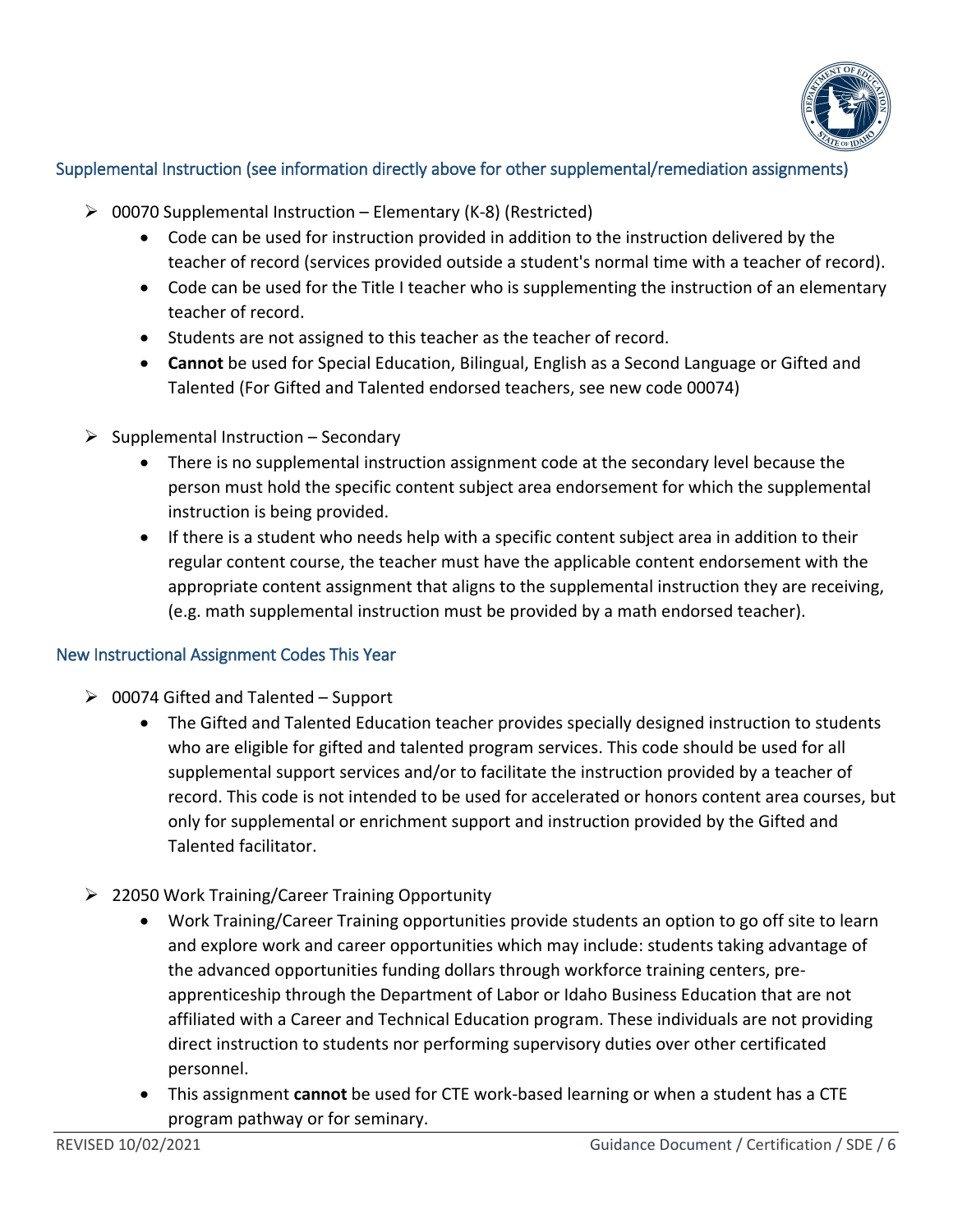### Supplemental Instruction (see information directly above for other supplemental/remediation assignments)

- 00070 Supplemental Instruction – Elementary (K-8) (Restricted)
  - Code can be used for instruction provided in addition to the instruction delivered by the teacher of record (services provided outside a student's normal time with a teacher of record).
  - Code can be used for the Title I teacher who is supplementing the instruction of an elementary teacher of record.
  - Students are not assigned to this teacher as the teacher of record.
  - **Cannot** be used for Special Education, Bilingual, English as a Second Language or Gifted and Talented (For Gifted and Talented endorsed teachers, see new code 00074)

- Supplemental Instruction – Secondary
  - There is no supplemental instruction assignment code at the secondary level because the person must hold the specific content subject area endorsement for which the supplemental instruction is being provided.
  - If there is a student who needs help with a specific content subject area in addition to their regular content course, the teacher must have the applicable content endorsement with the appropriate content assignment that aligns to the supplemental instruction they are receiving, (e.g. math supplemental instruction must be provided by a math endorsed teacher).

### New Instructional Assignment Codes This Year

- 00074 Gifted and Talented – Support
  - The Gifted and Talented Education teacher provides specially designed instruction to students who are eligible for gifted and talented program services. This code should be used for all supplemental support services and/or to facilitate the instruction provided by a teacher of record. This code is not intended to be used for accelerated or honors content area courses, but only for supplemental or enrichment support and instruction provided by the Gifted and Talented facilitator.

- 22050 Work Training/Career Training Opportunity
  - Work Training/Career Training opportunities provide students an option to go off site to learn and explore work and career opportunities which may include: students taking advantage of the advanced opportunities funding dollars through workforce training centers, pre-apprenticeship through the Department of Labor or Idaho Business Education that are not affiliated with a Career and Technical Education program. These individuals are not providing direct instruction to students nor performing supervisory duties over other certificated personnel.
  - This assignment **cannot** be used for CTE work-based learning or when a student has a CTE program pathway or for seminary.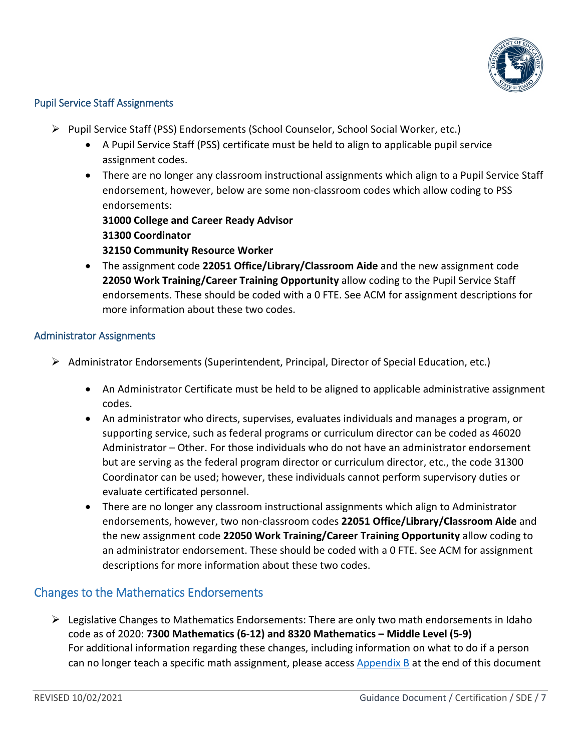### Pupil Service Staff Assignments

- Pupil Service Staff (PSS) Endorsements (School Counselor, School Social Worker, etc.)
  - A Pupil Service Staff (PSS) certificate must be held to align to applicable pupil service assignment codes.
  - There are no longer any classroom instructional assignments which align to a Pupil Service Staff endorsement, however, below are some non-classroom codes which allow coding to PSS endorsements:
    **31000 College and Career Ready Advisor**
    **31300 Coordinator**
    **32150 Community Resource Worker**
  - The assignment code **22051 Office/Library/Classroom Aide** and the new assignment code **22050 Work Training/Career Training Opportunity** allow coding to the Pupil Service Staff endorsements. These should be coded with a 0 FTE. See ACM for assignment descriptions for more information about these two codes.

### Administrator Assignments

- Administrator Endorsements (Superintendent, Principal, Director of Special Education, etc.)
  - An Administrator Certificate must be held to be aligned to applicable administrative assignment codes.
  - An administrator who directs, supervises, evaluates individuals and manages a program, or supporting service, such as federal programs or curriculum director can be coded as 46020 Administrator – Other. For those individuals who do not have an administrator endorsement but are serving as the federal program director or curriculum director, etc., the code 31300 Coordinator can be used; however, these individuals cannot perform supervisory duties or evaluate certificated personnel.
  - There are no longer any classroom instructional assignments which align to Administrator endorsements, however, two non-classroom codes **22051 Office/Library/Classroom Aide** and the new assignment code **22050 Work Training/Career Training Opportunity** allow coding to an administrator endorsement. These should be coded with a 0 FTE. See ACM for assignment descriptions for more information about these two codes.

## Changes to the Mathematics Endorsements

- Legislative Changes to Mathematics Endorsements: There are only two math endorsements in Idaho code as of 2020: **7300 Mathematics (6-12) and 8320 Mathematics – Middle Level (5-9)**
  For additional information regarding these changes, including information on what to do if a person can no longer teach a specific math assignment, please access [Appendix B](#) at the end of this document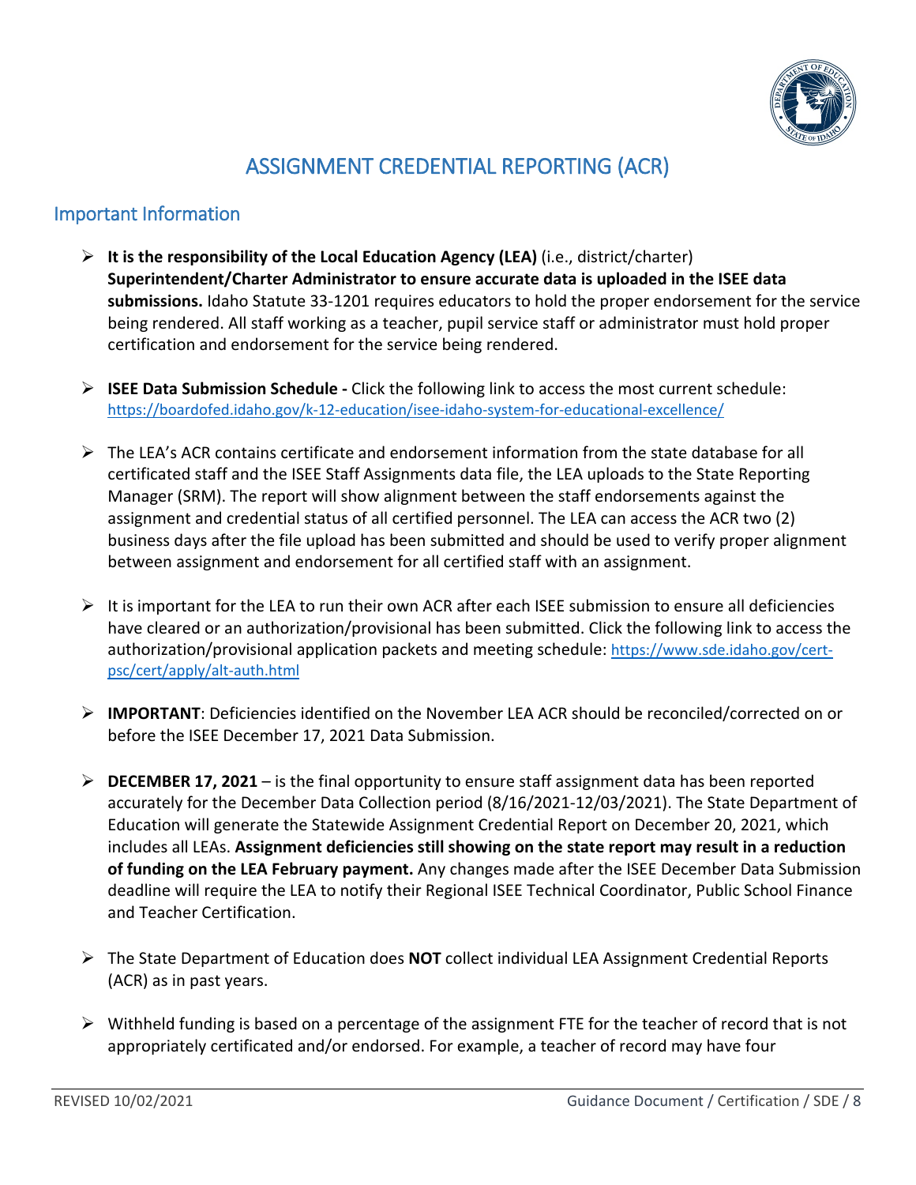# ASSIGNMENT CREDENTIAL REPORTING (ACR)

## Important Information

- **It is the responsibility of the Local Education Agency (LEA)** (i.e., district/charter) **Superintendent/Charter Administrator to ensure accurate data is uploaded in the ISEE data submissions.** Idaho Statute 33-1201 requires educators to hold the proper endorsement for the service being rendered. All staff working as a teacher, pupil service staff or administrator must hold proper certification and endorsement for the service being rendered.

- **ISEE Data Submission Schedule -** Click the following link to access the most current schedule: https://boardofed.idaho.gov/k-12-education/isee-idaho-system-for-educational-excellence/

- The LEA's ACR contains certificate and endorsement information from the state database for all certificated staff and the ISEE Staff Assignments data file, the LEA uploads to the State Reporting Manager (SRM). The report will show alignment between the staff endorsements against the assignment and credential status of all certified personnel. The LEA can access the ACR two (2) business days after the file upload has been submitted and should be used to verify proper alignment between assignment and endorsement for all certified staff with an assignment.

- It is important for the LEA to run their own ACR after each ISEE submission to ensure all deficiencies have cleared or an authorization/provisional has been submitted. Click the following link to access the authorization/provisional application packets and meeting schedule: https://www.sde.idaho.gov/cert-psc/cert/apply/alt-auth.html

- **IMPORTANT**: Deficiencies identified on the November LEA ACR should be reconciled/corrected on or before the ISEE December 17, 2021 Data Submission.

- **DECEMBER 17, 2021** – is the final opportunity to ensure staff assignment data has been reported accurately for the December Data Collection period (8/16/2021-12/03/2021). The State Department of Education will generate the Statewide Assignment Credential Report on December 20, 2021, which includes all LEAs. **Assignment deficiencies still showing on the state report may result in a reduction of funding on the LEA February payment.** Any changes made after the ISEE December Data Submission deadline will require the LEA to notify their Regional ISEE Technical Coordinator, Public School Finance and Teacher Certification.

- The State Department of Education does **NOT** collect individual LEA Assignment Credential Reports (ACR) as in past years.

- Withheld funding is based on a percentage of the assignment FTE for the teacher of record that is not appropriately certificated and/or endorsed. For example, a teacher of record may have four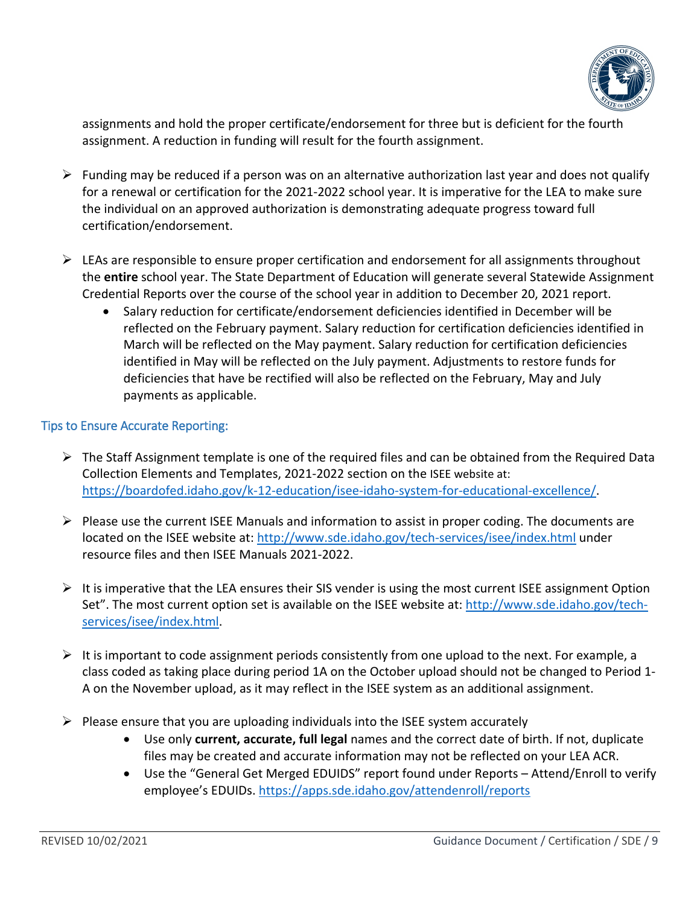assignments and hold the proper certificate/endorsement for three but is deficient for the fourth assignment. A reduction in funding will result for the fourth assignment.

- Funding may be reduced if a person was on an alternative authorization last year and does not qualify for a renewal or certification for the 2021-2022 school year. It is imperative for the LEA to make sure the individual on an approved authorization is demonstrating adequate progress toward full certification/endorsement.

- LEAs are responsible to ensure proper certification and endorsement for all assignments throughout the **entire** school year. The State Department of Education will generate several Statewide Assignment Credential Reports over the course of the school year in addition to December 20, 2021 report.
  - Salary reduction for certificate/endorsement deficiencies identified in December will be reflected on the February payment. Salary reduction for certification deficiencies identified in March will be reflected on the May payment. Salary reduction for certification deficiencies identified in May will be reflected on the July payment. Adjustments to restore funds for deficiencies that have be rectified will also be reflected on the February, May and July payments as applicable.

### Tips to Ensure Accurate Reporting:

- The Staff Assignment template is one of the required files and can be obtained from the Required Data Collection Elements and Templates, 2021-2022 section on the ISEE website at: https://boardofed.idaho.gov/k-12-education/isee-idaho-system-for-educational-excellence/.

- Please use the current ISEE Manuals and information to assist in proper coding. The documents are located on the ISEE website at: http://www.sde.idaho.gov/tech-services/isee/index.html under resource files and then ISEE Manuals 2021-2022.

- It is imperative that the LEA ensures their SIS vender is using the most current ISEE assignment Option Set". The most current option set is available on the ISEE website at: http://www.sde.idaho.gov/tech-services/isee/index.html.

- It is important to code assignment periods consistently from one upload to the next. For example, a class coded as taking place during period 1A on the October upload should not be changed to Period 1-A on the November upload, as it may reflect in the ISEE system as an additional assignment.

- Please ensure that you are uploading individuals into the ISEE system accurately
  - Use only **current, accurate, full legal** names and the correct date of birth. If not, duplicate files may be created and accurate information may not be reflected on your LEA ACR.
  - Use the "General Get Merged EDUIDS" report found under Reports – Attend/Enroll to verify employee's EDUIDs. https://apps.sde.idaho.gov/attendenroll/reports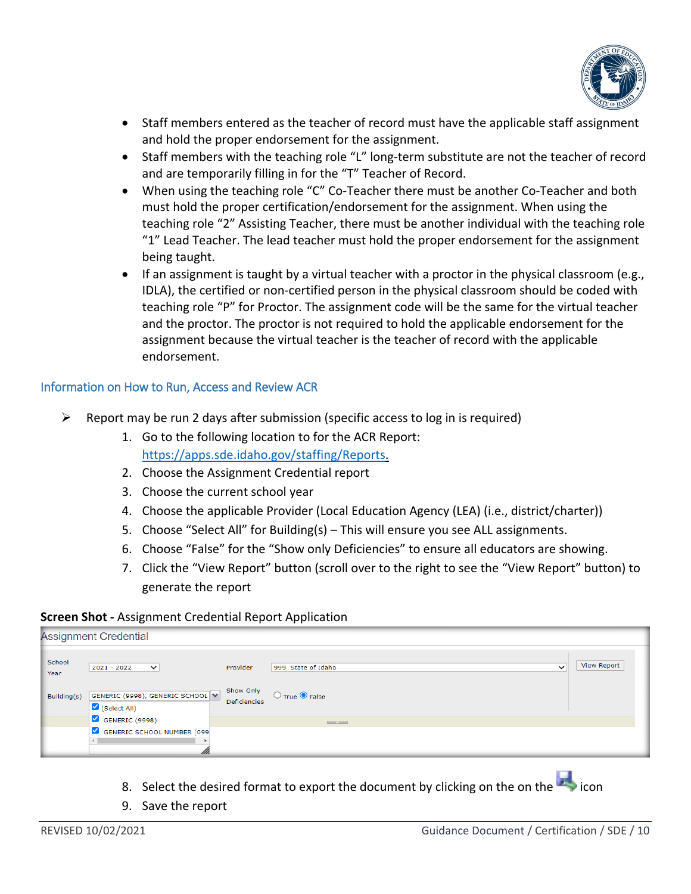- Staff members entered as the teacher of record must have the applicable staff assignment and hold the proper endorsement for the assignment.
- Staff members with the teaching role "L" long-term substitute are not the teacher of record and are temporarily filling in for the "T" Teacher of Record.
- When using the teaching role "C" Co-Teacher there must be another Co-Teacher and both must hold the proper certification/endorsement for the assignment. When using the teaching role "2" Assisting Teacher, there must be another individual with the teaching role "1" Lead Teacher. The lead teacher must hold the proper endorsement for the assignment being taught.
- If an assignment is taught by a virtual teacher with a proctor in the physical classroom (e.g., IDLA), the certified or non-certified person in the physical classroom should be coded with teaching role "P" for Proctor. The assignment code will be the same for the virtual teacher and the proctor. The proctor is not required to hold the applicable endorsement for the assignment because the virtual teacher is the teacher of record with the applicable endorsement.

## Information on How to Run, Access and Review ACR

- Report may be run 2 days after submission (specific access to log in is required)
  1. Go to the following location to for the ACR Report: https://apps.sde.idaho.gov/staffing/Reports.
  2. Choose the Assignment Credential report
  3. Choose the current school year
  4. Choose the applicable Provider (Local Education Agency (LEA) (i.e., district/charter))
  5. Choose "Select All" for Building(s) – This will ensure you see ALL assignments.
  6. Choose "False" for the "Show only Deficiencies" to ensure all educators are showing.
  7. Click the "View Report" button (scroll over to the right to see the "View Report" button) to generate the report

**Screen Shot -** Assignment Credential Report Application

  8. Select the desired format to export the document by clicking on the on the icon
  9. Save the report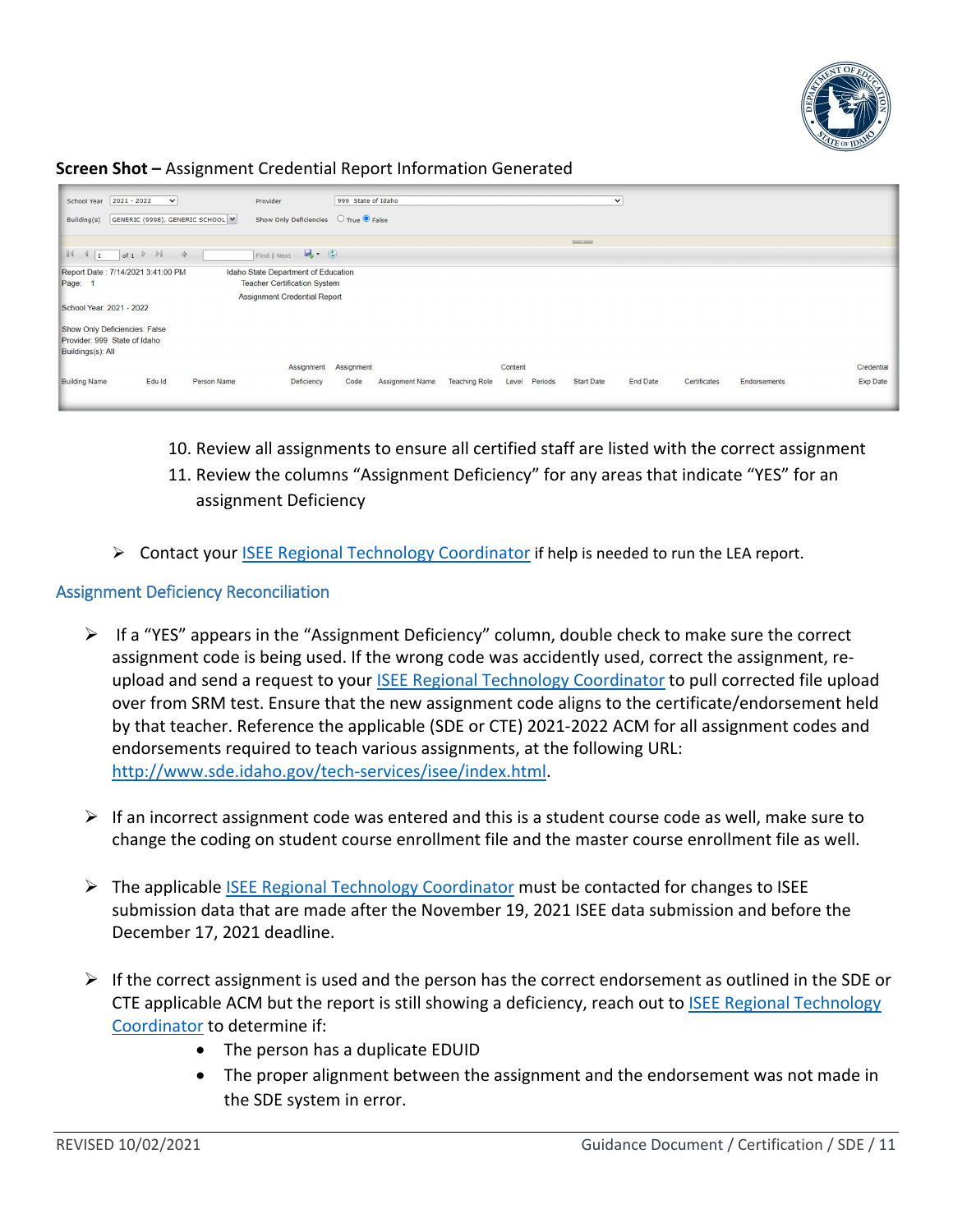**Screen Shot –** Assignment Credential Report Information Generated

School Year 2021 - 2022 | Provider 999 State of Idaho
Building(s) GENERIC (9998), GENERIC SCHOOL | Show Only Deficiencies ○ True ◉ False

Report Date : 7/14/2021 3:41:00 PM
Page: 1

Idaho State Department of Education
Teacher Certification System
Assignment Credential Report

School Year: 2021 - 2022

Show Only Deficiencies: False
Provider: 999 State of Idaho
Buildings(s): All

| Building Name | Edu Id | Person Name | Assignment Deficiency | Assignment Code | Assignment Name | Teaching Role | Content Level | Periods | Start Date | End Date | Certificates | Endorsements | Credential Exp Date |
|---|---|---|---|---|---|---|---|---|---|---|---|---|---|

10. Review all assignments to ensure all certified staff are listed with the correct assignment
11. Review the columns "Assignment Deficiency" for any areas that indicate "YES" for an assignment Deficiency

- Contact your ISEE Regional Technology Coordinator if help is needed to run the LEA report.

## Assignment Deficiency Reconciliation

- If a "YES" appears in the "Assignment Deficiency" column, double check to make sure the correct assignment code is being used. If the wrong code was accidently used, correct the assignment, re-upload and send a request to your ISEE Regional Technology Coordinator to pull corrected file upload over from SRM test. Ensure that the new assignment code aligns to the certificate/endorsement held by that teacher. Reference the applicable (SDE or CTE) 2021-2022 ACM for all assignment codes and endorsements required to teach various assignments, at the following URL: http://www.sde.idaho.gov/tech-services/isee/index.html.

- If an incorrect assignment code was entered and this is a student course code as well, make sure to change the coding on student course enrollment file and the master course enrollment file as well.

- The applicable ISEE Regional Technology Coordinator must be contacted for changes to ISEE submission data that are made after the November 19, 2021 ISEE data submission and before the December 17, 2021 deadline.

- If the correct assignment is used and the person has the correct endorsement as outlined in the SDE or CTE applicable ACM but the report is still showing a deficiency, reach out to ISEE Regional Technology Coordinator to determine if:
  - The person has a duplicate EDUID
  - The proper alignment between the assignment and the endorsement was not made in the SDE system in error.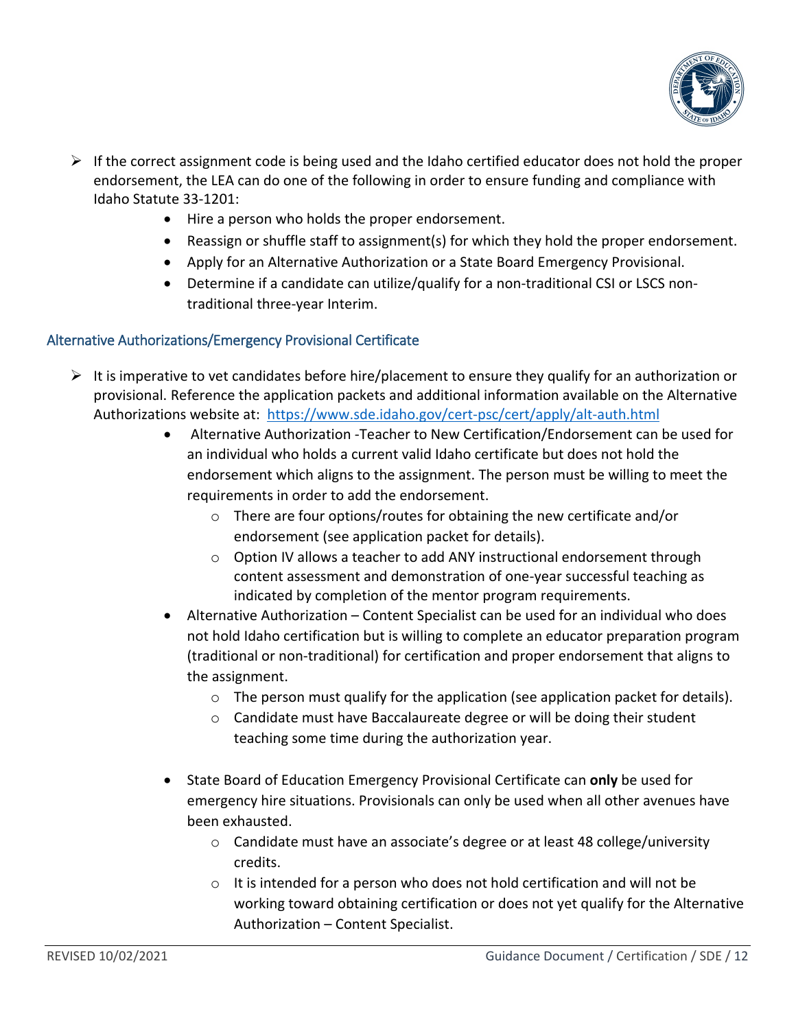- If the correct assignment code is being used and the Idaho certified educator does not hold the proper endorsement, the LEA can do one of the following in order to ensure funding and compliance with Idaho Statute 33-1201:
  - Hire a person who holds the proper endorsement.
  - Reassign or shuffle staff to assignment(s) for which they hold the proper endorsement.
  - Apply for an Alternative Authorization or a State Board Emergency Provisional.
  - Determine if a candidate can utilize/qualify for a non-traditional CSI or LSCS non-traditional three-year Interim.

## Alternative Authorizations/Emergency Provisional Certificate

- It is imperative to vet candidates before hire/placement to ensure they qualify for an authorization or provisional. Reference the application packets and additional information available on the Alternative Authorizations website at: https://www.sde.idaho.gov/cert-psc/cert/apply/alt-auth.html
  - Alternative Authorization -Teacher to New Certification/Endorsement can be used for an individual who holds a current valid Idaho certificate but does not hold the endorsement which aligns to the assignment. The person must be willing to meet the requirements in order to add the endorsement.
    - There are four options/routes for obtaining the new certificate and/or endorsement (see application packet for details).
    - Option IV allows a teacher to add ANY instructional endorsement through content assessment and demonstration of one-year successful teaching as indicated by completion of the mentor program requirements.
  - Alternative Authorization – Content Specialist can be used for an individual who does not hold Idaho certification but is willing to complete an educator preparation program (traditional or non-traditional) for certification and proper endorsement that aligns to the assignment.
    - The person must qualify for the application (see application packet for details).
    - Candidate must have Baccalaureate degree or will be doing their student teaching some time during the authorization year.
  - State Board of Education Emergency Provisional Certificate can **only** be used for emergency hire situations. Provisionals can only be used when all other avenues have been exhausted.
    - Candidate must have an associate's degree or at least 48 college/university credits.
    - It is intended for a person who does not hold certification and will not be working toward obtaining certification or does not yet qualify for the Alternative Authorization – Content Specialist.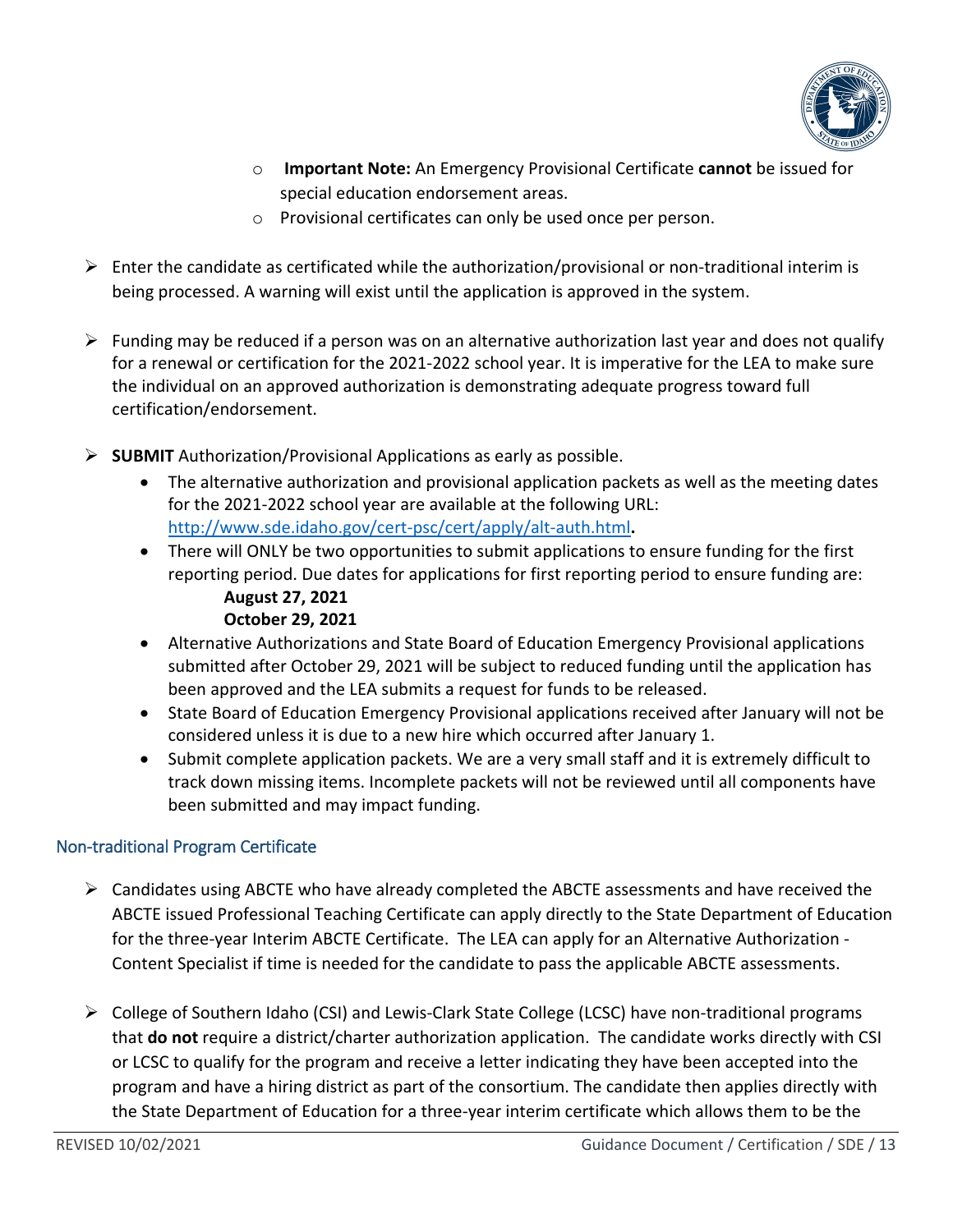- **Important Note:** An Emergency Provisional Certificate **cannot** be issued for special education endorsement areas.
  - Provisional certificates can only be used once per person.

- Enter the candidate as certificated while the authorization/provisional or non-traditional interim is being processed. A warning will exist until the application is approved in the system.

- Funding may be reduced if a person was on an alternative authorization last year and does not qualify for a renewal or certification for the 2021-2022 school year. It is imperative for the LEA to make sure the individual on an approved authorization is demonstrating adequate progress toward full certification/endorsement.

- **SUBMIT** Authorization/Provisional Applications as early as possible.
  - The alternative authorization and provisional application packets as well as the meeting dates for the 2021-2022 school year are available at the following URL: [http://www.sde.idaho.gov/cert-psc/cert/apply/alt-auth.html](http://www.sde.idaho.gov/cert-psc/cert/apply/alt-auth.html).
  - There will ONLY be two opportunities to submit applications to ensure funding for the first reporting period. Due dates for applications for first reporting period to ensure funding are:
    **August 27, 2021**
    **October 29, 2021**
  - Alternative Authorizations and State Board of Education Emergency Provisional applications submitted after October 29, 2021 will be subject to reduced funding until the application has been approved and the LEA submits a request for funds to be released.
  - State Board of Education Emergency Provisional applications received after January will not be considered unless it is due to a new hire which occurred after January 1.
  - Submit complete application packets. We are a very small staff and it is extremely difficult to track down missing items. Incomplete packets will not be reviewed until all components have been submitted and may impact funding.

## Non-traditional Program Certificate

- Candidates using ABCTE who have already completed the ABCTE assessments and have received the ABCTE issued Professional Teaching Certificate can apply directly to the State Department of Education for the three-year Interim ABCTE Certificate. The LEA can apply for an Alternative Authorization - Content Specialist if time is needed for the candidate to pass the applicable ABCTE assessments.

- College of Southern Idaho (CSI) and Lewis-Clark State College (LCSC) have non-traditional programs that **do not** require a district/charter authorization application. The candidate works directly with CSI or LCSC to qualify for the program and receive a letter indicating they have been accepted into the program and have a hiring district as part of the consortium. The candidate then applies directly with the State Department of Education for a three-year interim certificate which allows them to be the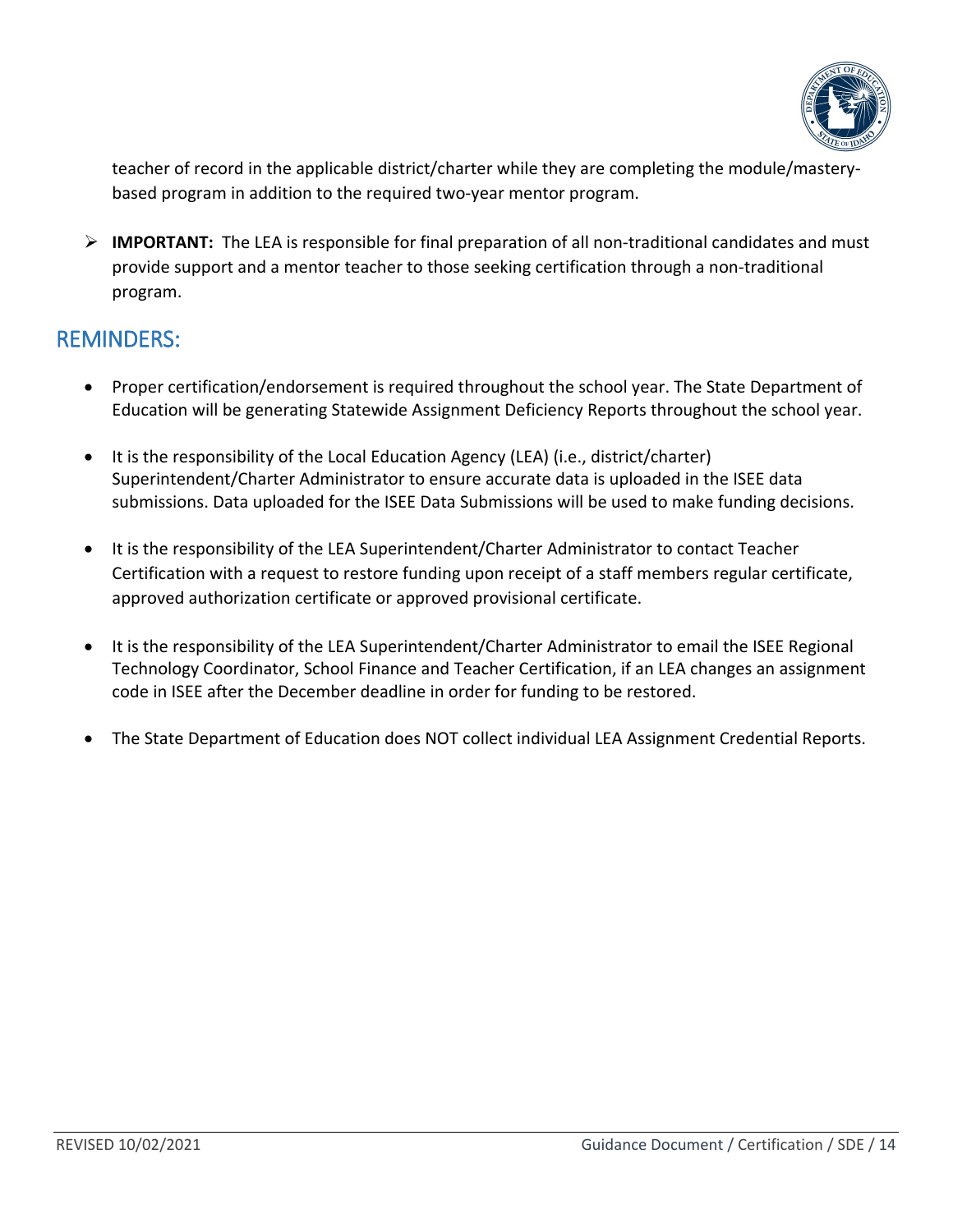teacher of record in the applicable district/charter while they are completing the module/mastery-based program in addition to the required two-year mentor program.

- **IMPORTANT:** The LEA is responsible for final preparation of all non-traditional candidates and must provide support and a mentor teacher to those seeking certification through a non-traditional program.

## REMINDERS:

- Proper certification/endorsement is required throughout the school year. The State Department of Education will be generating Statewide Assignment Deficiency Reports throughout the school year.
- It is the responsibility of the Local Education Agency (LEA) (i.e., district/charter) Superintendent/Charter Administrator to ensure accurate data is uploaded in the ISEE data submissions. Data uploaded for the ISEE Data Submissions will be used to make funding decisions.
- It is the responsibility of the LEA Superintendent/Charter Administrator to contact Teacher Certification with a request to restore funding upon receipt of a staff members regular certificate, approved authorization certificate or approved provisional certificate.
- It is the responsibility of the LEA Superintendent/Charter Administrator to email the ISEE Regional Technology Coordinator, School Finance and Teacher Certification, if an LEA changes an assignment code in ISEE after the December deadline in order for funding to be restored.
- The State Department of Education does NOT collect individual LEA Assignment Credential Reports.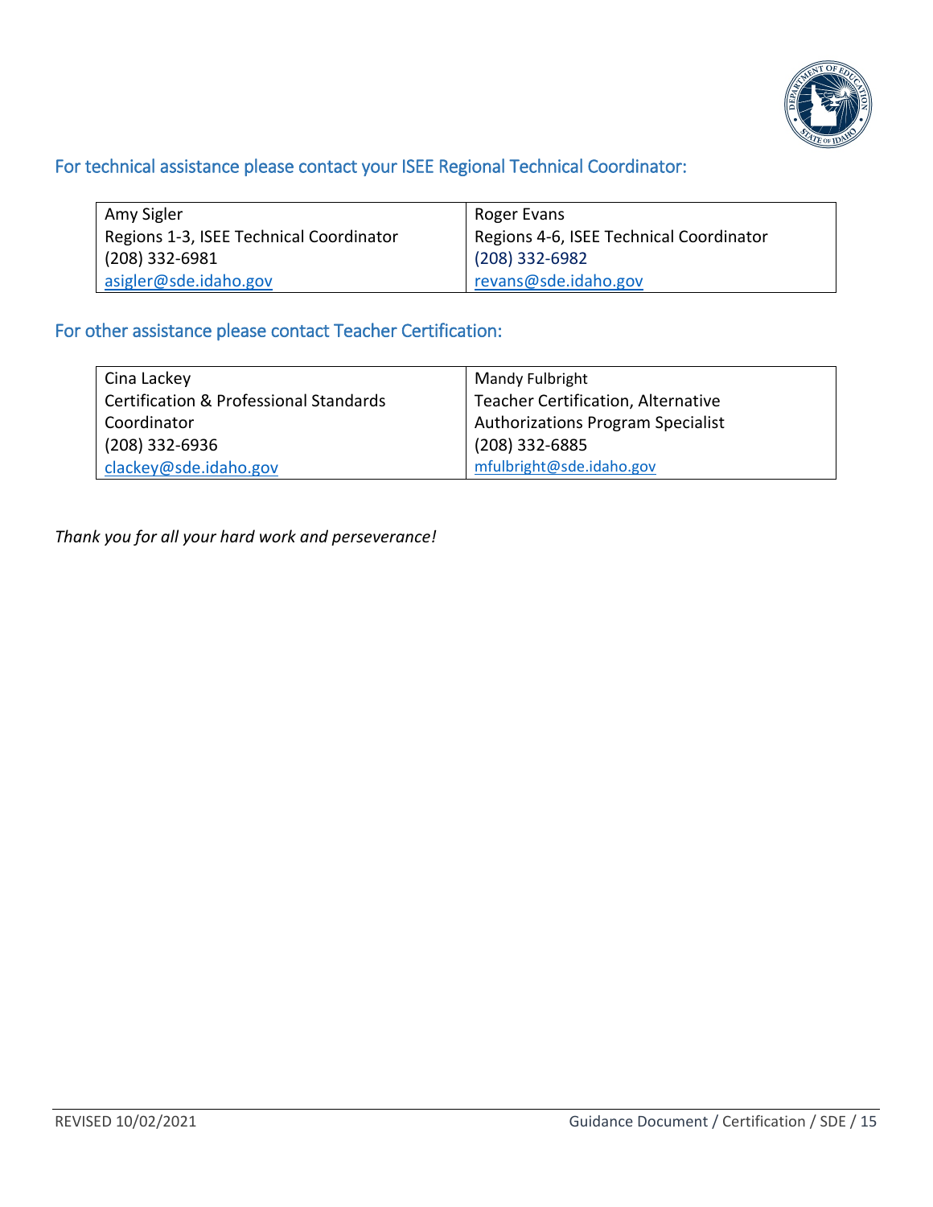## For technical assistance please contact your ISEE Regional Technical Coordinator:

| Amy Sigler<br>Regions 1-3, ISEE Technical Coordinator<br>(208) 332-6981<br>asigler@sde.idaho.gov | Roger Evans<br>Regions 4-6, ISEE Technical Coordinator<br>(208) 332-6982<br>revans@sde.idaho.gov |
|---|---|

## For other assistance please contact Teacher Certification:

| Cina Lackey<br>Certification & Professional Standards Coordinator<br>(208) 332-6936<br>clackey@sde.idaho.gov | Mandy Fulbright<br>Teacher Certification, Alternative Authorizations Program Specialist<br>(208) 332-6885<br>mfulbright@sde.idaho.gov |
|---|---|

*Thank you for all your hard work and perseverance!*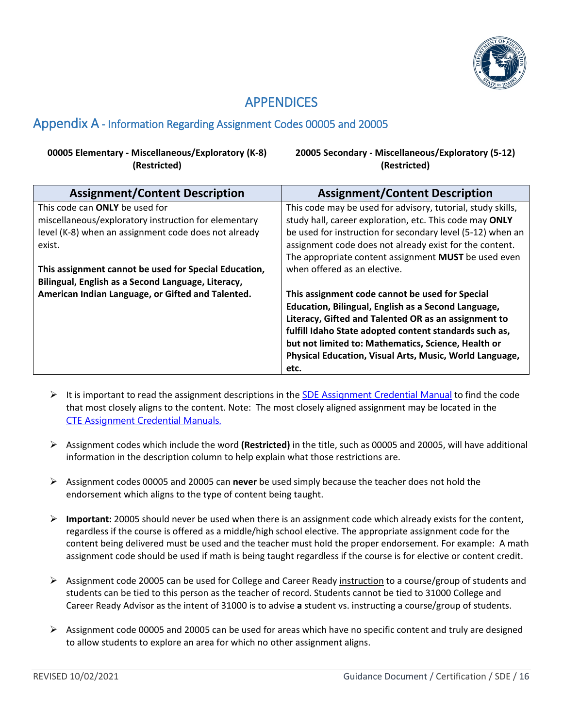# APPENDICES

## Appendix A - Information Regarding Assignment Codes 00005 and 20005

| **00005 Elementary - Miscellaneous/Exploratory (K-8) (Restricted)** | **20005 Secondary - Miscellaneous/Exploratory (5-12) (Restricted)** |
|---|---|
| **Assignment/Content Description** | **Assignment/Content Description** |
| This code can **ONLY** be used for miscellaneous/exploratory instruction for elementary level (K-8) when an assignment code does not already exist.<br><br>**This assignment cannot be used for Special Education, Bilingual, English as a Second Language, Literacy, American Indian Language, or Gifted and Talented.** | This code may be used for advisory, tutorial, study skills, study hall, career exploration, etc. This code may **ONLY** be used for instruction for secondary level (5-12) when an assignment code does not already exist for the content. The appropriate content assignment **MUST** be used even when offered as an elective.<br><br>**This assignment code cannot be used for Special Education, Bilingual, English as a Second Language, Literacy, Gifted and Talented OR as an assignment to fulfill Idaho State adopted content standards such as, but not limited to: Mathematics, Science, Health or Physical Education, Visual Arts, Music, World Language, etc.** |

- It is important to read the assignment descriptions in the SDE Assignment Credential Manual to find the code that most closely aligns to the content. Note: The most closely aligned assignment may be located in the CTE Assignment Credential Manuals.

- Assignment codes which include the word **(Restricted)** in the title, such as 00005 and 20005, will have additional information in the description column to help explain what those restrictions are.

- Assignment codes 00005 and 20005 can **never** be used simply because the teacher does not hold the endorsement which aligns to the type of content being taught.

- **Important:** 20005 should never be used when there is an assignment code which already exists for the content, regardless if the course is offered as a middle/high school elective. The appropriate assignment code for the content being delivered must be used and the teacher must hold the proper endorsement. For example: A math assignment code should be used if math is being taught regardless if the course is for elective or content credit.

- Assignment code 20005 can be used for College and Career Ready instruction to a course/group of students and students can be tied to this person as the teacher of record. Students cannot be tied to 31000 College and Career Ready Advisor as the intent of 31000 is to advise **a** student vs. instructing a course/group of students.

- Assignment code 00005 and 20005 can be used for areas which have no specific content and truly are designed to allow students to explore an area for which no other assignment aligns.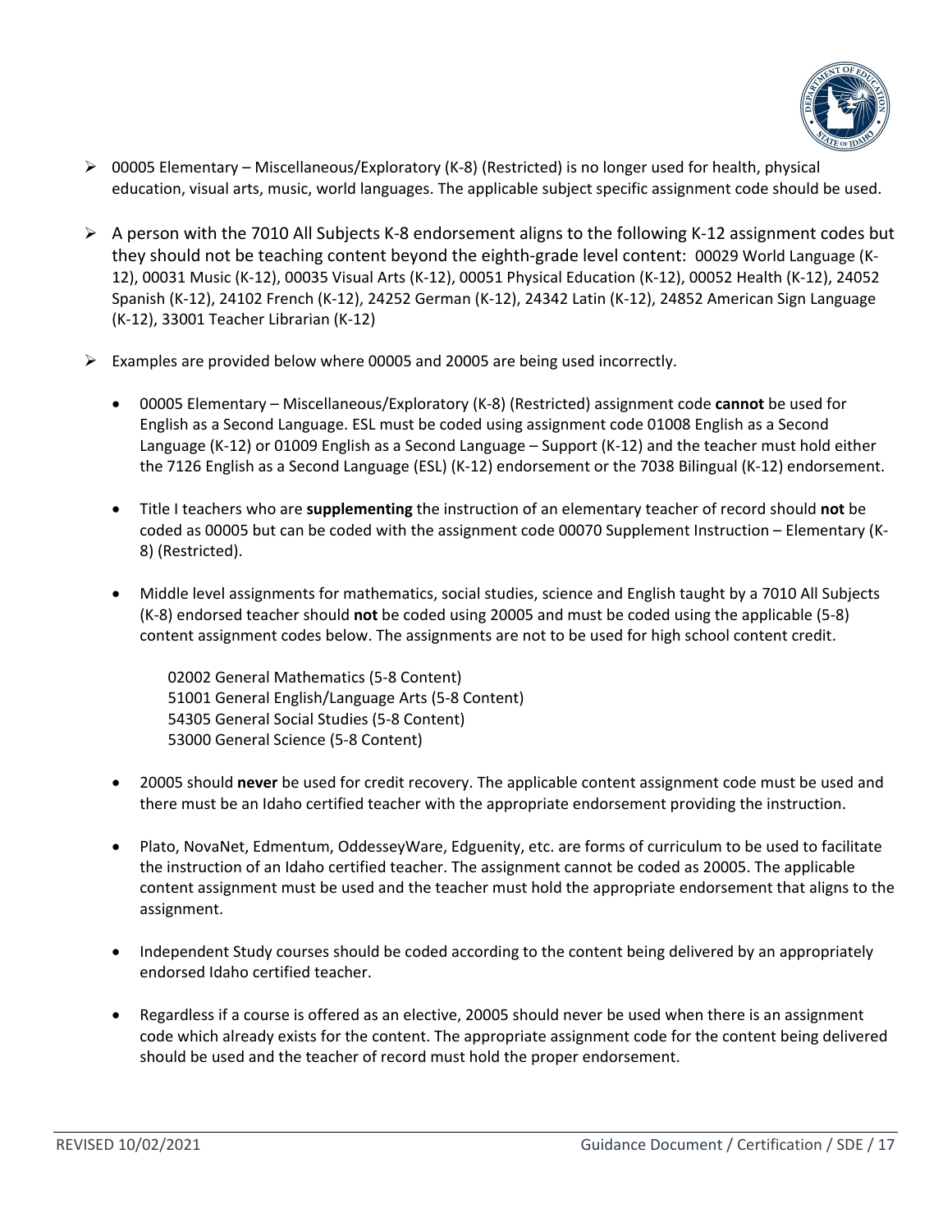- 00005 Elementary – Miscellaneous/Exploratory (K-8) (Restricted) is no longer used for health, physical education, visual arts, music, world languages. The applicable subject specific assignment code should be used.

- A person with the 7010 All Subjects K-8 endorsement aligns to the following K-12 assignment codes but they should not be teaching content beyond the eighth-grade level content: 00029 World Language (K-12), 00031 Music (K-12), 00035 Visual Arts (K-12), 00051 Physical Education (K-12), 00052 Health (K-12), 24052 Spanish (K-12), 24102 French (K-12), 24252 German (K-12), 24342 Latin (K-12), 24852 American Sign Language (K-12), 33001 Teacher Librarian (K-12)

- Examples are provided below where 00005 and 20005 are being used incorrectly.

  - 00005 Elementary – Miscellaneous/Exploratory (K-8) (Restricted) assignment code **cannot** be used for English as a Second Language. ESL must be coded using assignment code 01008 English as a Second Language (K-12) or 01009 English as a Second Language – Support (K-12) and the teacher must hold either the 7126 English as a Second Language (ESL) (K-12) endorsement or the 7038 Bilingual (K-12) endorsement.

  - Title I teachers who are **supplementing** the instruction of an elementary teacher of record should **not** be coded as 00005 but can be coded with the assignment code 00070 Supplement Instruction – Elementary (K-8) (Restricted).

  - Middle level assignments for mathematics, social studies, science and English taught by a 7010 All Subjects (K-8) endorsed teacher should **not** be coded using 20005 and must be coded using the applicable (5-8) content assignment codes below. The assignments are not to be used for high school content credit.

    02002 General Mathematics (5-8 Content)
    51001 General English/Language Arts (5-8 Content)
    54305 General Social Studies (5-8 Content)
    53000 General Science (5-8 Content)

  - 20005 should **never** be used for credit recovery. The applicable content assignment code must be used and there must be an Idaho certified teacher with the appropriate endorsement providing the instruction.

  - Plato, NovaNet, Edmentum, OddesseyWare, Edguenity, etc. are forms of curriculum to be used to facilitate the instruction of an Idaho certified teacher. The assignment cannot be coded as 20005. The applicable content assignment must be used and the teacher must hold the appropriate endorsement that aligns to the assignment.

  - Independent Study courses should be coded according to the content being delivered by an appropriately endorsed Idaho certified teacher.

  - Regardless if a course is offered as an elective, 20005 should never be used when there is an assignment code which already exists for the content. The appropriate assignment code for the content being delivered should be used and the teacher of record must hold the proper endorsement.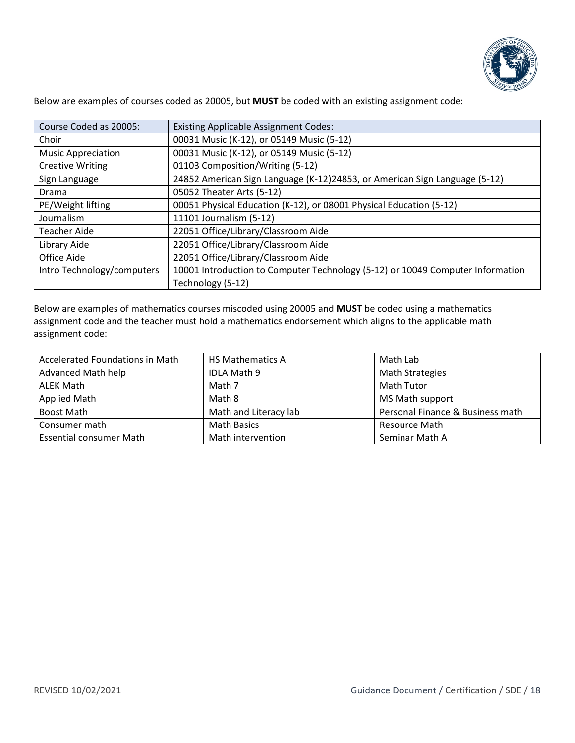Below are examples of courses coded as 20005, but **MUST** be coded with an existing assignment code:

| Course Coded as 20005: | Existing Applicable Assignment Codes: |
|---|---|
| Choir | 00031 Music (K-12), or 05149 Music (5-12) |
| Music Appreciation | 00031 Music (K-12), or 05149 Music (5-12) |
| Creative Writing | 01103 Composition/Writing (5-12) |
| Sign Language | 24852 American Sign Language (K-12)24853, or American Sign Language (5-12) |
| Drama | 05052 Theater Arts (5-12) |
| PE/Weight lifting | 00051 Physical Education (K-12), or 08001 Physical Education (5-12) |
| Journalism | 11101 Journalism (5-12) |
| Teacher Aide | 22051 Office/Library/Classroom Aide |
| Library Aide | 22051 Office/Library/Classroom Aide |
| Office Aide | 22051 Office/Library/Classroom Aide |
| Intro Technology/computers | 10001 Introduction to Computer Technology (5-12) or 10049 Computer Information Technology (5-12) |

Below are examples of mathematics courses miscoded using 20005 and **MUST** be coded using a mathematics assignment code and the teacher must hold a mathematics endorsement which aligns to the applicable math assignment code:

| | | |
|---|---|---|
| Accelerated Foundations in Math | HS Mathematics A | Math Lab |
| Advanced Math help | IDLA Math 9 | Math Strategies |
| ALEK Math | Math 7 | Math Tutor |
| Applied Math | Math 8 | MS Math support |
| Boost Math | Math and Literacy lab | Personal Finance & Business math |
| Consumer math | Math Basics | Resource Math |
| Essential consumer Math | Math intervention | Seminar Math A |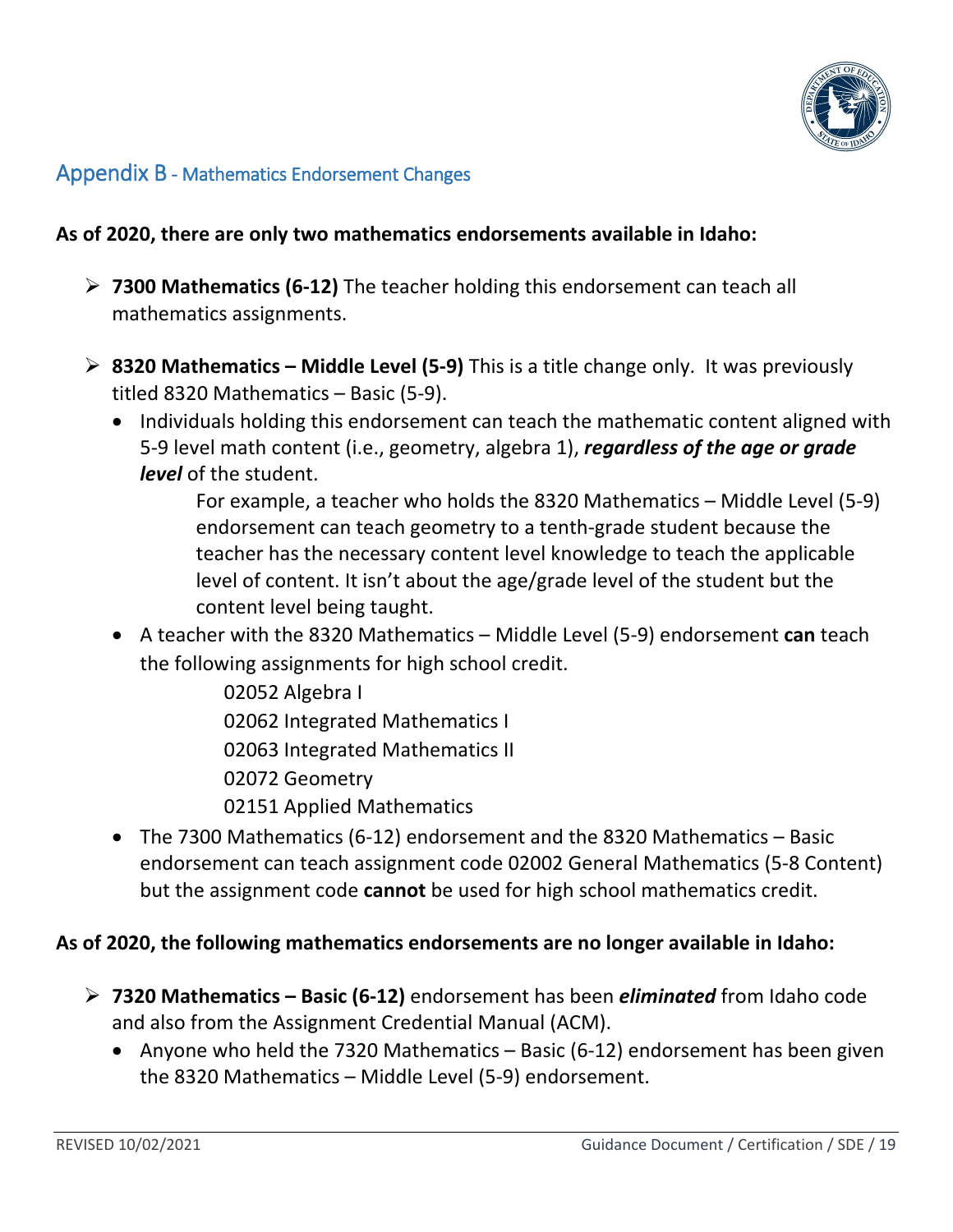## Appendix B - Mathematics Endorsement Changes

**As of 2020, there are only two mathematics endorsements available in Idaho:**

- **7300 Mathematics (6-12)** The teacher holding this endorsement can teach all mathematics assignments.
- **8320 Mathematics – Middle Level (5-9)** This is a title change only. It was previously titled 8320 Mathematics – Basic (5-9).
  - Individuals holding this endorsement can teach the mathematic content aligned with 5-9 level math content (i.e., geometry, algebra 1), ***regardless of the age or grade level*** of the student.

    For example, a teacher who holds the 8320 Mathematics – Middle Level (5-9) endorsement can teach geometry to a tenth-grade student because the teacher has the necessary content level knowledge to teach the applicable level of content. It isn't about the age/grade level of the student but the content level being taught.
  - A teacher with the 8320 Mathematics – Middle Level (5-9) endorsement **can** teach the following assignments for high school credit.

    02052 Algebra I
    02062 Integrated Mathematics I
    02063 Integrated Mathematics II
    02072 Geometry
    02151 Applied Mathematics
  - The 7300 Mathematics (6-12) endorsement and the 8320 Mathematics – Basic endorsement can teach assignment code 02002 General Mathematics (5-8 Content) but the assignment code **cannot** be used for high school mathematics credit.

**As of 2020, the following mathematics endorsements are no longer available in Idaho:**

- **7320 Mathematics – Basic (6-12)** endorsement has been ***eliminated*** from Idaho code and also from the Assignment Credential Manual (ACM).
  - Anyone who held the 7320 Mathematics – Basic (6-12) endorsement has been given the 8320 Mathematics – Middle Level (5-9) endorsement.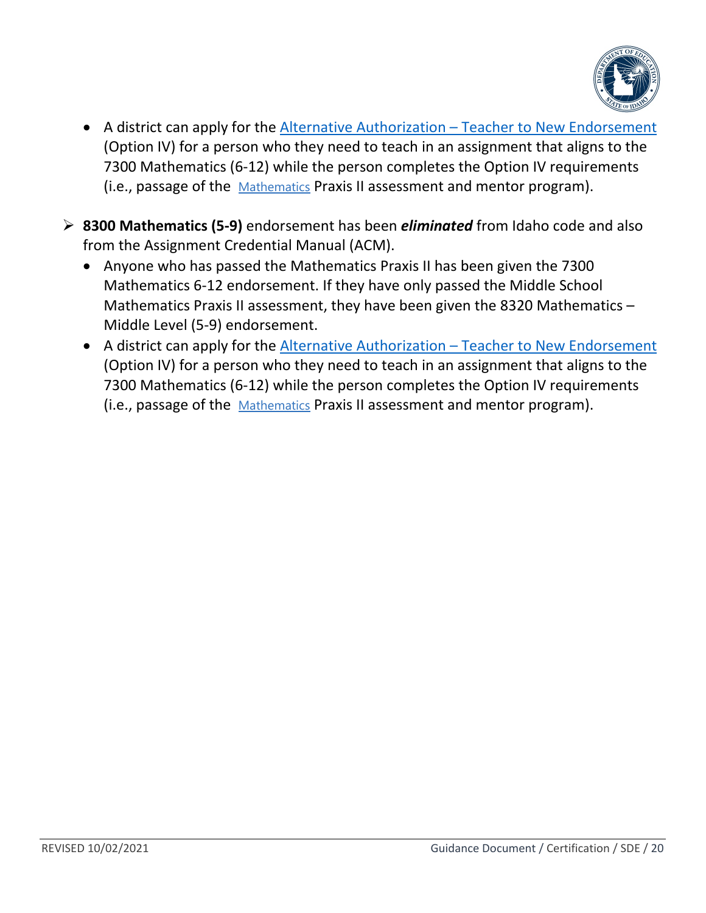- A district can apply for the Alternative Authorization – Teacher to New Endorsement (Option IV) for a person who they need to teach in an assignment that aligns to the 7300 Mathematics (6-12) while the person completes the Option IV requirements (i.e., passage of the Mathematics Praxis II assessment and mentor program).

- **8300 Mathematics (5-9)** endorsement has been ***eliminated*** from Idaho code and also from the Assignment Credential Manual (ACM).
  - Anyone who has passed the Mathematics Praxis II has been given the 7300 Mathematics 6-12 endorsement. If they have only passed the Middle School Mathematics Praxis II assessment, they have been given the 8320 Mathematics – Middle Level (5-9) endorsement.
  - A district can apply for the Alternative Authorization – Teacher to New Endorsement (Option IV) for a person who they need to teach in an assignment that aligns to the 7300 Mathematics (6-12) while the person completes the Option IV requirements (i.e., passage of the Mathematics Praxis II assessment and mentor program).